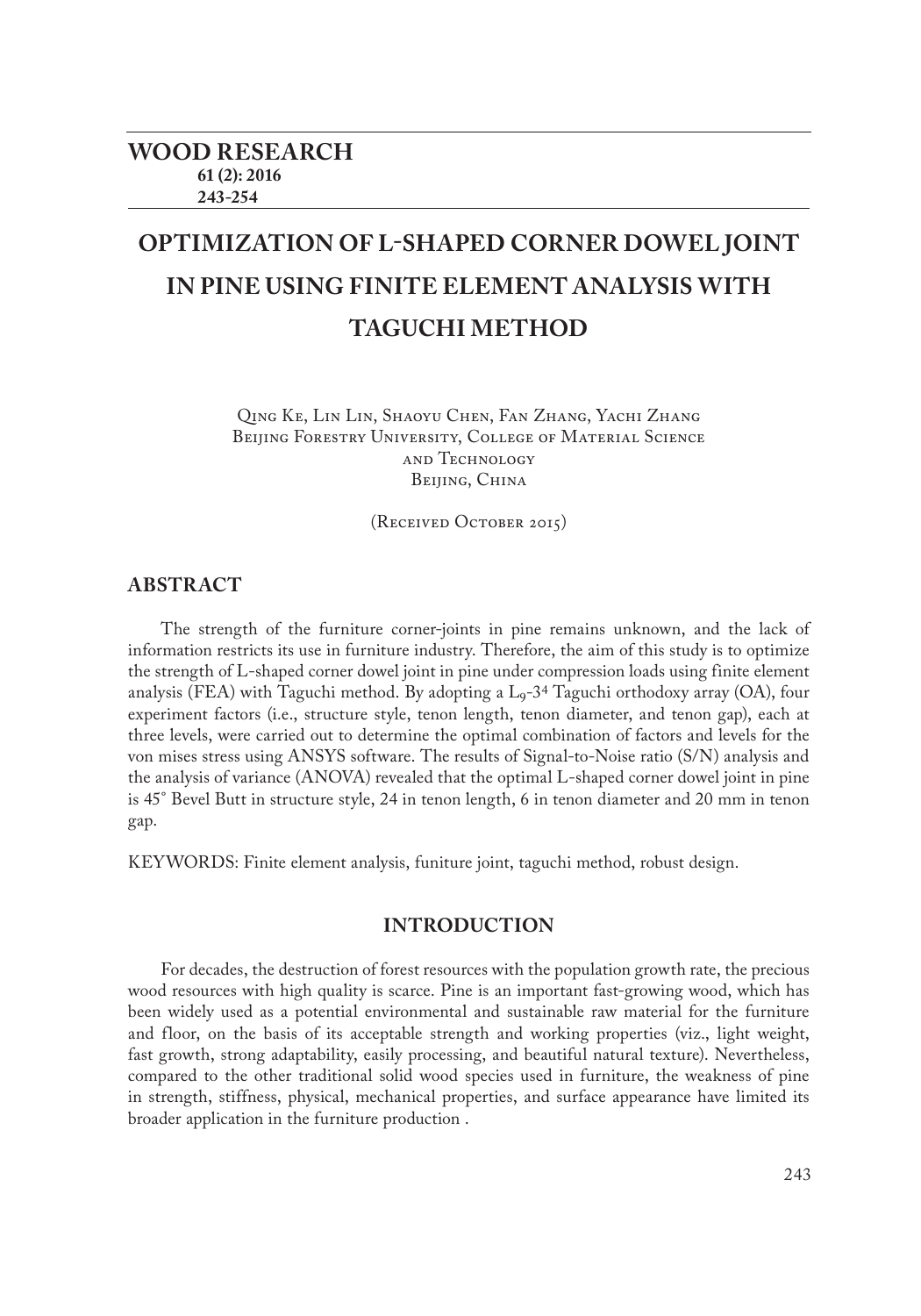# OPTIMIZATION OF L-SHAPED CORNER DOWEL JOINT IN PINE USING FINITE ELEMENT ANALYSIS WITH TAGUCHI METHOD

Qing Ke, Lin Lin, Shaoyu Chen, Fan Zhang, Yachi Zhang
Beijing Forestry University, College of Material Science and Technology
Beijing, China

(Received October 2015)

## ABSTRACT

The strength of the furniture corner-joints in pine remains unknown, and the lack of information restricts its use in furniture industry. Therefore, the aim of this study is to optimize the strength of L-shaped corner dowel joint in pine under compression loads using finite element analysis (FEA) with Taguchi method. By adopting a $L_9$-$3^4$ Taguchi orthodoxy array (OA), four experiment factors (i.e., structure style, tenon length, tenon diameter, and tenon gap), each at three levels, were carried out to determine the optimal combination of factors and levels for the von mises stress using ANSYS software. The results of Signal-to-Noise ratio (S/N) analysis and the analysis of variance (ANOVA) revealed that the optimal L-shaped corner dowel joint in pine is 45° Bevel Butt in structure style, 24 in tenon length, 6 in tenon diameter and 20 mm in tenon gap.

KEYWORDS: Finite element analysis, funiture joint, taguchi method, robust design.

## INTRODUCTION

For decades, the destruction of forest resources with the population growth rate, the precious wood resources with high quality is scarce. Pine is an important fast-growing wood, which has been widely used as a potential environmental and sustainable raw material for the furniture and floor, on the basis of its acceptable strength and working properties (viz., light weight, fast growth, strong adaptability, easily processing, and beautiful natural texture). Nevertheless, compared to the other traditional solid wood species used in furniture, the weakness of pine in strength, stiffness, physical, mechanical properties, and surface appearance have limited its broader application in the furniture production .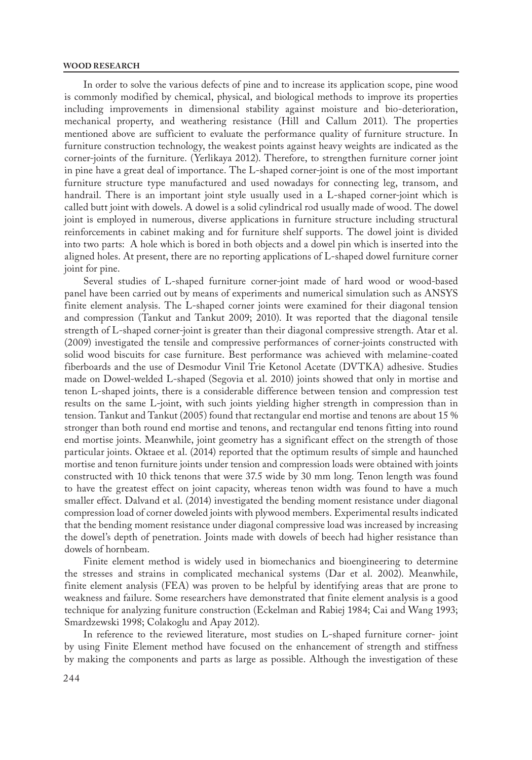In order to solve the various defects of pine and to increase its application scope, pine wood is commonly modified by chemical, physical, and biological methods to improve its properties including improvements in dimensional stability against moisture and bio-deterioration, mechanical property, and weathering resistance (Hill and Callum 2011). The properties mentioned above are sufficient to evaluate the performance quality of furniture structure. In furniture construction technology, the weakest points against heavy weights are indicated as the corner-joints of the furniture. (Yerlikaya 2012). Therefore, to strengthen furniture corner joint in pine have a great deal of importance. The L-shaped corner-joint is one of the most important furniture structure type manufactured and used nowadays for connecting leg, transom, and handrail. There is an important joint style usually used in a L-shaped corner-joint which is called butt joint with dowels. A dowel is a solid cylindrical rod usually made of wood. The dowel joint is employed in numerous, diverse applications in furniture structure including structural reinforcements in cabinet making and for furniture shelf supports. The dowel joint is divided into two parts: A hole which is bored in both objects and a dowel pin which is inserted into the aligned holes. At present, there are no reporting applications of L-shaped dowel furniture corner joint for pine.

Several studies of L-shaped furniture corner-joint made of hard wood or wood-based panel have been carried out by means of experiments and numerical simulation such as ANSYS finite element analysis. The L-shaped corner joints were examined for their diagonal tension and compression (Tankut and Tankut 2009; 2010). It was reported that the diagonal tensile strength of L-shaped corner-joint is greater than their diagonal compressive strength. Atar et al. (2009) investigated the tensile and compressive performances of corner-joints constructed with solid wood biscuits for case furniture. Best performance was achieved with melamine-coated fiberboards and the use of Desmodur Vinil Trie Ketonol Acetate (DVTKA) adhesive. Studies made on Dowel-welded L-shaped (Segovia et al. 2010) joints showed that only in mortise and tenon L-shaped joints, there is a considerable difference between tension and compression test results on the same L-joint, with such joints yielding higher strength in compression than in tension. Tankut and Tankut (2005) found that rectangular end mortise and tenons are about 15 % stronger than both round end mortise and tenons, and rectangular end tenons fitting into round end mortise joints. Meanwhile, joint geometry has a significant effect on the strength of those particular joints. Oktaee et al. (2014) reported that the optimum results of simple and haunched mortise and tenon furniture joints under tension and compression loads were obtained with joints constructed with 10 thick tenons that were 37.5 wide by 30 mm long. Tenon length was found to have the greatest effect on joint capacity, whereas tenon width was found to have a much smaller effect. Dalvand et al. (2014) investigated the bending moment resistance under diagonal compression load of corner doweled joints with plywood members. Experimental results indicated that the bending moment resistance under diagonal compressive load was increased by increasing the dowel's depth of penetration. Joints made with dowels of beech had higher resistance than dowels of hornbeam.

Finite element method is widely used in biomechanics and bioengineering to determine the stresses and strains in complicated mechanical systems (Dar et al. 2002). Meanwhile, finite element analysis (FEA) was proven to be helpful by identifying areas that are prone to weakness and failure. Some researchers have demonstrated that finite element analysis is a good technique for analyzing funiture construction (Eckelman and Rabiej 1984; Cai and Wang 1993; Smardzewski 1998; Colakoglu and Apay 2012).

In reference to the reviewed literature, most studies on L-shaped furniture corner- joint by using Finite Element method have focused on the enhancement of strength and stiffness by making the components and parts as large as possible. Although the investigation of these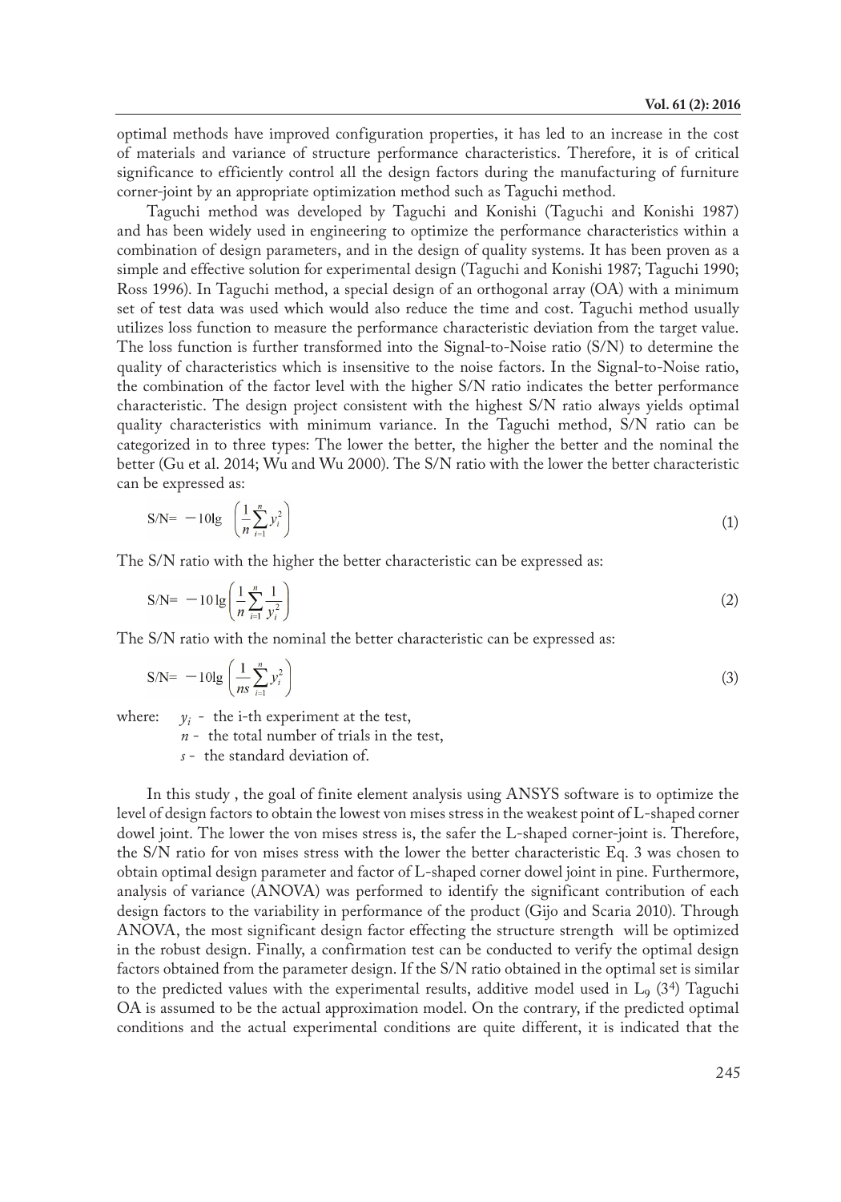optimal methods have improved configuration properties, it has led to an increase in the cost of materials and variance of structure performance characteristics. Therefore, it is of critical significance to efficiently control all the design factors during the manufacturing of furniture corner-joint by an appropriate optimization method such as Taguchi method.

Taguchi method was developed by Taguchi and Konishi (Taguchi and Konishi 1987) and has been widely used in engineering to optimize the performance characteristics within a combination of design parameters, and in the design of quality systems. It has been proven as a simple and effective solution for experimental design (Taguchi and Konishi 1987; Taguchi 1990; Ross 1996). In Taguchi method, a special design of an orthogonal array (OA) with a minimum set of test data was used which would also reduce the time and cost. Taguchi method usually utilizes loss function to measure the performance characteristic deviation from the target value. The loss function is further transformed into the Signal-to-Noise ratio (S/N) to determine the quality of characteristics which is insensitive to the noise factors. In the Signal-to-Noise ratio, the combination of the factor level with the higher S/N ratio indicates the better performance characteristic. The design project consistent with the highest S/N ratio always yields optimal quality characteristics with minimum variance. In the Taguchi method, S/N ratio can be categorized in to three types: The lower the better, the higher the better and the nominal the better (Gu et al. 2014; Wu and Wu 2000). The S/N ratio with the lower the better characteristic can be expressed as:

$$\text{S/N}= -10\lg\left(\frac{1}{n}\sum_{i=1}^{n}y_i^2\right) \tag{1}$$

The S/N ratio with the higher the better characteristic can be expressed as:

$$\text{S/N}= -10\lg\left(\frac{1}{n}\sum_{i=1}^{n}\frac{1}{y_i^2}\right) \tag{2}$$

The S/N ratio with the nominal the better characteristic can be expressed as:

$$\text{S/N}= -10\lg\left(\frac{1}{ns}\sum_{i=1}^{n}y_i^2\right) \tag{3}$$

where: $y_i$ - the i-th experiment at the test,
$n$ - the total number of trials in the test,
$s$ - the standard deviation of.

In this study , the goal of finite element analysis using ANSYS software is to optimize the level of design factors to obtain the lowest von mises stress in the weakest point of L-shaped corner dowel joint. The lower the von mises stress is, the safer the L-shaped corner-joint is. Therefore, the S/N ratio for von mises stress with the lower the better characteristic Eq. 3 was chosen to obtain optimal design parameter and factor of L-shaped corner dowel joint in pine. Furthermore, analysis of variance (ANOVA) was performed to identify the significant contribution of each design factors to the variability in performance of the product (Gijo and Scaria 2010). Through ANOVA, the most significant design factor effecting the structure strength will be optimized in the robust design. Finally, a confirmation test can be conducted to verify the optimal design factors obtained from the parameter design. If the S/N ratio obtained in the optimal set is similar to the predicted values with the experimental results, additive model used in $L_9$ ($3^4$) Taguchi OA is assumed to be the actual approximation model. On the contrary, if the predicted optimal conditions and the actual experimental conditions are quite different, it is indicated that the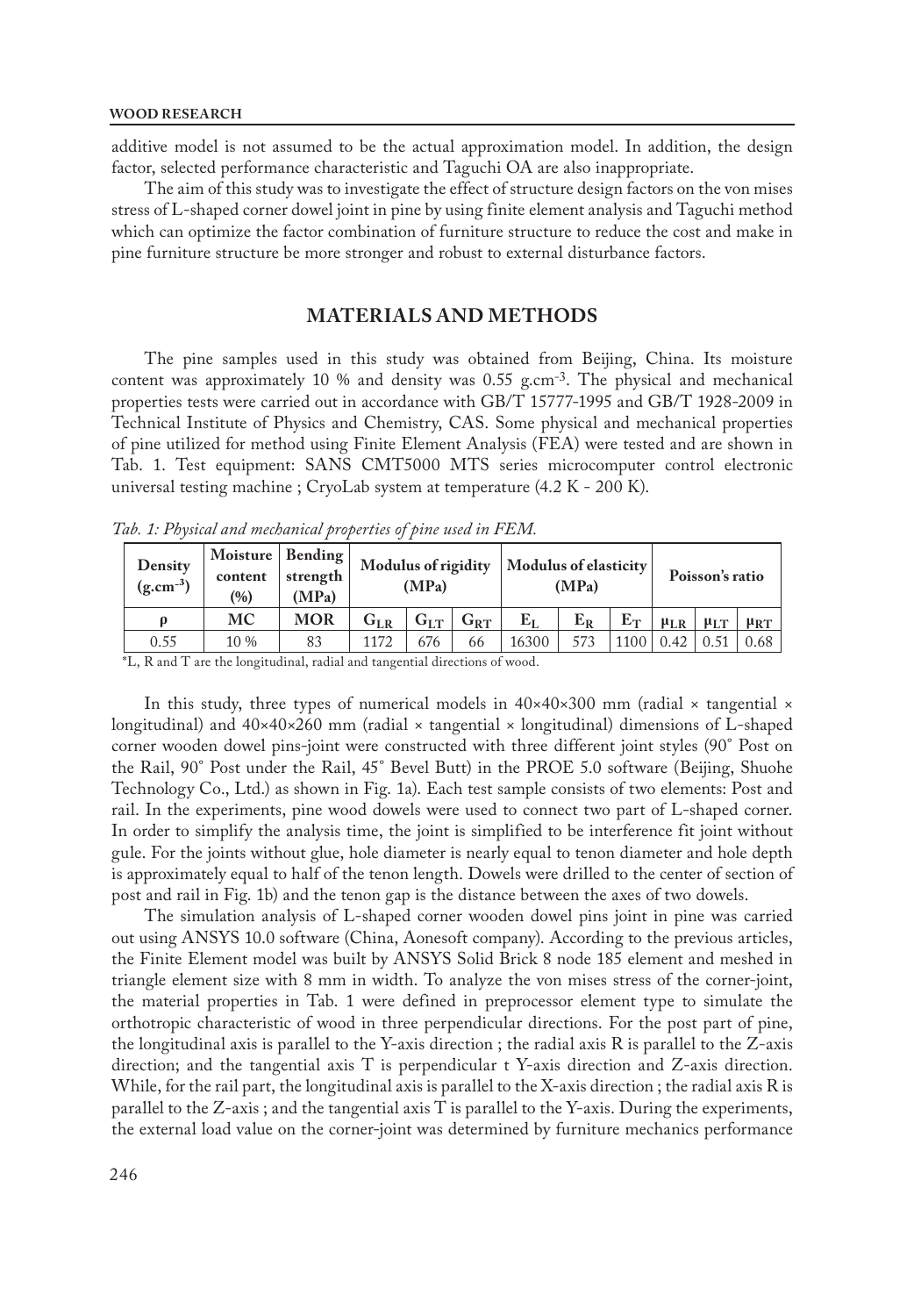additive model is not assumed to be the actual approximation model. In addition, the design factor, selected performance characteristic and Taguchi OA are also inappropriate.

The aim of this study was to investigate the effect of structure design factors on the von mises stress of L-shaped corner dowel joint in pine by using finite element analysis and Taguchi method which can optimize the factor combination of furniture structure to reduce the cost and make in pine furniture structure be more stronger and robust to external disturbance factors.

## MATERIALS AND METHODS

The pine samples used in this study was obtained from Beijing, China. Its moisture content was approximately 10 % and density was 0.55 g.cm$^{-3}$. The physical and mechanical properties tests were carried out in accordance with GB/T 15777-1995 and GB/T 1928-2009 in Technical Institute of Physics and Chemistry, CAS. Some physical and mechanical properties of pine utilized for method using Finite Element Analysis (FEA) were tested and are shown in Tab. 1. Test equipment: SANS CMT5000 MTS series microcomputer control electronic universal testing machine ; CryoLab system at temperature (4.2 K - 200 K).

*Tab. 1: Physical and mechanical properties of pine used in FEM.*

| Density (g.cm$^{-3}$) | Moisture content (%) | Bending strength (MPa) | Modulus of rigidity (MPa) | | | Modulus of elasticity (MPa) | | | Poisson's ratio | | |
|---|---|---|---|---|---|---|---|---|---|---|---|
| $\rho$ | MC | MOR | $G_{LR}$ | $G_{LT}$ | $G_{RT}$ | $E_L$ | $E_R$ | $E_T$ | $\mu_{LR}$ | $\mu_{LT}$ | $\mu_{RT}$ |
| 0.55 | 10 % | 83 | 1172 | 676 | 66 | 16300 | 573 | 1100 | 0.42 | 0.51 | 0.68 |

*L, R and T are the longitudinal, radial and tangential directions of wood.

In this study, three types of numerical models in 40×40×300 mm (radial × tangential × longitudinal) and 40×40×260 mm (radial × tangential × longitudinal) dimensions of L-shaped corner wooden dowel pins-joint were constructed with three different joint styles (90˚ Post on the Rail, 90˚ Post under the Rail, 45˚ Bevel Butt) in the PROE 5.0 software (Beijing, Shuohe Technology Co., Ltd.) as shown in Fig. 1a). Each test sample consists of two elements: Post and rail. In the experiments, pine wood dowels were used to connect two part of L-shaped corner. In order to simplify the analysis time, the joint is simplified to be interference fit joint without gule. For the joints without glue, hole diameter is nearly equal to tenon diameter and hole depth is approximately equal to half of the tenon length. Dowels were drilled to the center of section of post and rail in Fig. 1b) and the tenon gap is the distance between the axes of two dowels.

The simulation analysis of L-shaped corner wooden dowel pins joint in pine was carried out using ANSYS 10.0 software (China, Aonesoft company). According to the previous articles, the Finite Element model was built by ANSYS Solid Brick 8 node 185 element and meshed in triangle element size with 8 mm in width. To analyze the von mises stress of the corner-joint, the material properties in Tab. 1 were defined in preprocessor element type to simulate the orthotropic characteristic of wood in three perpendicular directions. For the post part of pine, the longitudinal axis is parallel to the Y-axis direction ; the radial axis R is parallel to the Z-axis direction; and the tangential axis T is perpendicular t Y-axis direction and Z-axis direction. While, for the rail part, the longitudinal axis is parallel to the X-axis direction ; the radial axis R is parallel to the Z-axis ; and the tangential axis T is parallel to the Y-axis. During the experiments, the external load value on the corner-joint was determined by furniture mechanics performance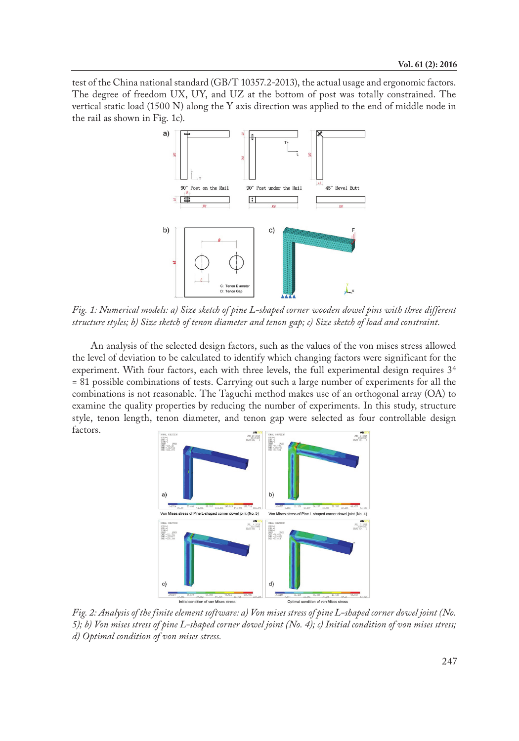test of the China national standard (GB/T 10357.2-2013), the actual usage and ergonomic factors. The degree of freedom UX, UY, and UZ at the bottom of post was totally constrained. The vertical static load (1500 N) along the Y axis direction was applied to the end of middle node in the rail as shown in Fig. 1c).

*Fig. 1: Numerical models: a) Size sketch of pine L-shaped corner wooden dowel pins with three different structure styles; b) Size sketch of tenon diameter and tenon gap; c) Size sketch of load and constraint.*

An analysis of the selected design factors, such as the values of the von mises stress allowed the level of deviation to be calculated to identify which changing factors were significant for the experiment. With four factors, each with three levels, the full experimental design requires $3^4 = 81$ possible combinations of tests. Carrying out such a large number of experiments for all the combinations is not reasonable. The Taguchi method makes use of an orthogonal array (OA) to examine the quality properties by reducing the number of experiments. In this study, structure style, tenon length, tenon diameter, and tenon gap were selected as four controllable design factors.

*Fig. 2: Analysis of the finite element software: a) Von mises stress of pine L-shaped corner dowel joint (No. 5); b) Von mises stress of pine L-shaped corner dowel joint (No. 4); c) Initial condition of von mises stress; d) Optimal condition of von mises stress.*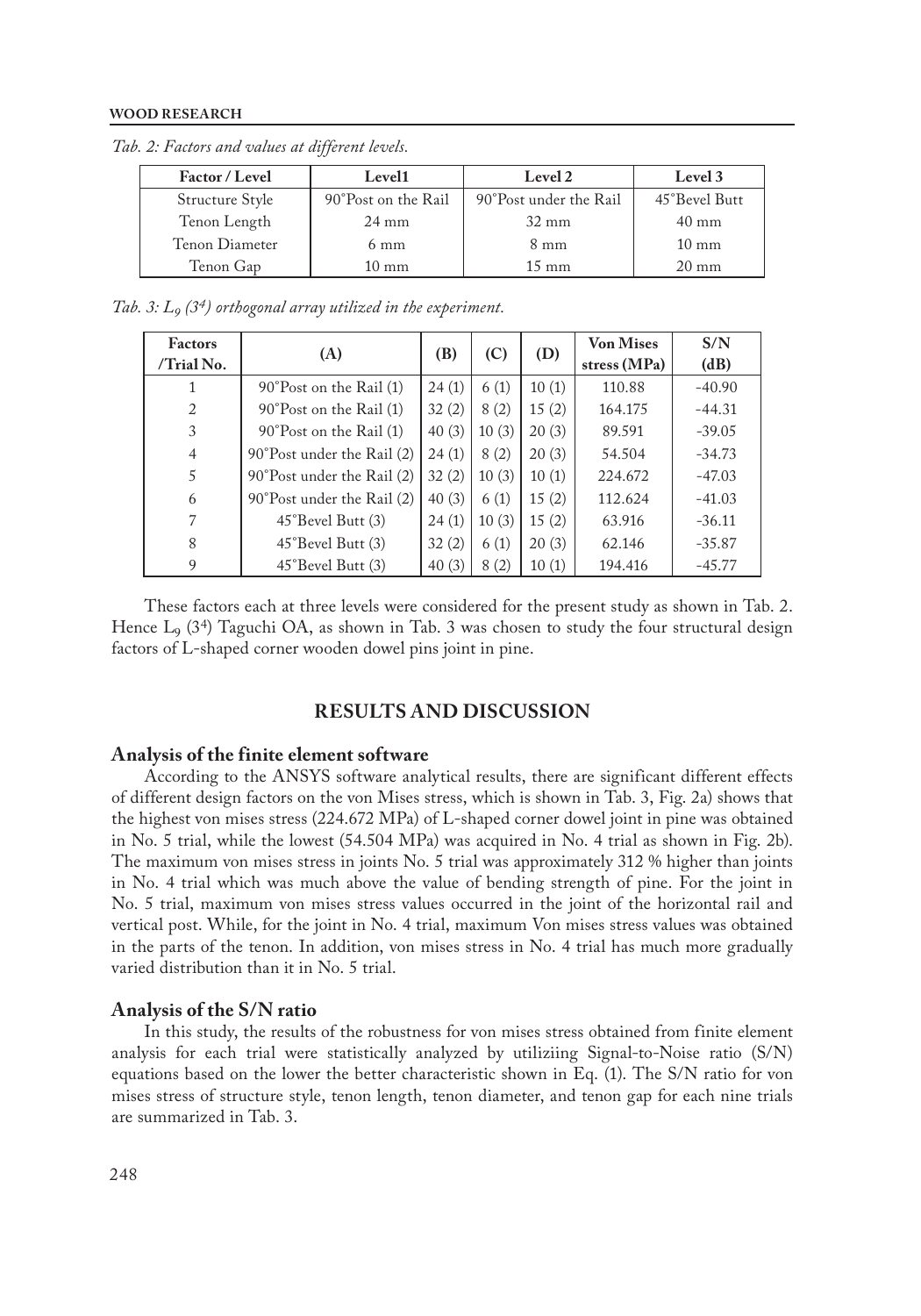*Tab. 2: Factors and values at different levels.*

| Factor / Level | Level1 | Level 2 | Level 3 |
|---|---|---|---|
| Structure Style | 90°Post on the Rail | 90°Post under the Rail | 45°Bevel Butt |
| Tenon Length | 24 mm | 32 mm | 40 mm |
| Tenon Diameter | 6 mm | 8 mm | 10 mm |
| Tenon Gap | 10 mm | 15 mm | 20 mm |

*Tab. 3: $L_9$ ($3^4$) orthogonal array utilized in the experiment.*

| Factors /Trial No. | (A) | (B) | (C) | (D) | Von Mises stress (MPa) | S/N (dB) |
|---|---|---|---|---|---|---|
| 1 | 90°Post on the Rail (1) | 24 (1) | 6 (1) | 10 (1) | 110.88 | -40.90 |
| 2 | 90°Post on the Rail (1) | 32 (2) | 8 (2) | 15 (2) | 164.175 | -44.31 |
| 3 | 90°Post on the Rail (1) | 40 (3) | 10 (3) | 20 (3) | 89.591 | -39.05 |
| 4 | 90°Post under the Rail (2) | 24 (1) | 8 (2) | 20 (3) | 54.504 | -34.73 |
| 5 | 90°Post under the Rail (2) | 32 (2) | 10 (3) | 10 (1) | 224.672 | -47.03 |
| 6 | 90°Post under the Rail (2) | 40 (3) | 6 (1) | 15 (2) | 112.624 | -41.03 |
| 7 | 45°Bevel Butt (3) | 24 (1) | 10 (3) | 15 (2) | 63.916 | -36.11 |
| 8 | 45°Bevel Butt (3) | 32 (2) | 6 (1) | 20 (3) | 62.146 | -35.87 |
| 9 | 45°Bevel Butt (3) | 40 (3) | 8 (2) | 10 (1) | 194.416 | -45.77 |

These factors each at three levels were considered for the present study as shown in Tab. 2. Hence $L_9$ ($3^4$) Taguchi OA, as shown in Tab. 3 was chosen to study the four structural design factors of L-shaped corner wooden dowel pins joint in pine.

## RESULTS AND DISCUSSION

### Analysis of the finite element software

According to the ANSYS software analytical results, there are significant different effects of different design factors on the von Mises stress, which is shown in Tab. 3, Fig. 2a) shows that the highest von mises stress (224.672 MPa) of L-shaped corner dowel joint in pine was obtained in No. 5 trial, while the lowest (54.504 MPa) was acquired in No. 4 trial as shown in Fig. 2b). The maximum von mises stress in joints No. 5 trial was approximately 312 % higher than joints in No. 4 trial which was much above the value of bending strength of pine. For the joint in No. 5 trial, maximum von mises stress values occurred in the joint of the horizontal rail and vertical post. While, for the joint in No. 4 trial, maximum Von mises stress values was obtained in the parts of the tenon. In addition, von mises stress in No. 4 trial has much more gradually varied distribution than it in No. 5 trial.

### Analysis of the S/N ratio

In this study, the results of the robustness for von mises stress obtained from finite element analysis for each trial were statistically analyzed by utiliziing Signal-to-Noise ratio (S/N) equations based on the lower the better characteristic shown in Eq. (1). The S/N ratio for von mises stress of structure style, tenon length, tenon diameter, and tenon gap for each nine trials are summarized in Tab. 3.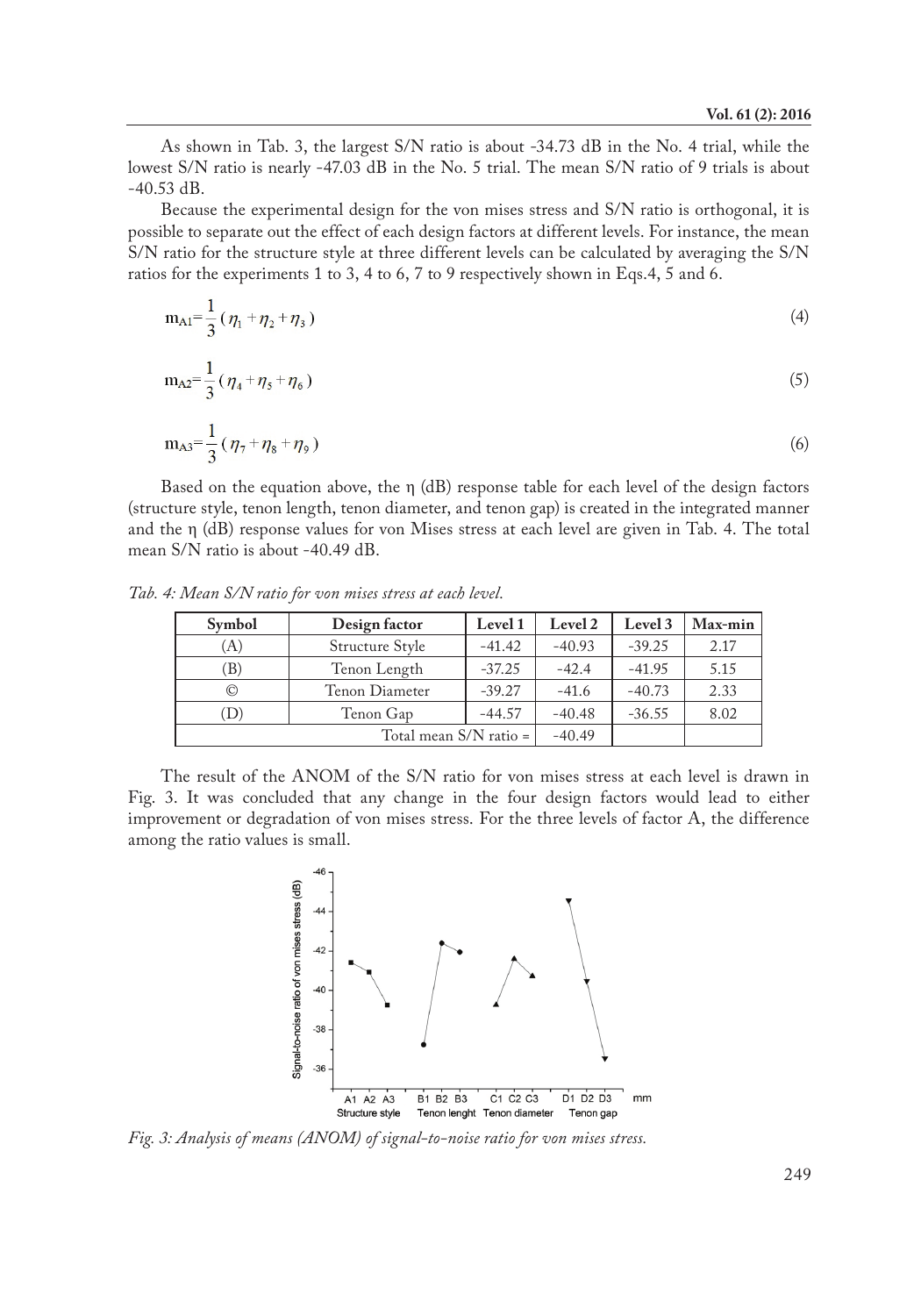As shown in Tab. 3, the largest S/N ratio is about -34.73 dB in the No. 4 trial, while the lowest S/N ratio is nearly -47.03 dB in the No. 5 trial. The mean S/N ratio of 9 trials is about -40.53 dB.

Because the experimental design for the von mises stress and S/N ratio is orthogonal, it is possible to separate out the effect of each design factors at different levels. For instance, the mean S/N ratio for the structure style at three different levels can be calculated by averaging the S/N ratios for the experiments 1 to 3, 4 to 6, 7 to 9 respectively shown in Eqs.4, 5 and 6.

$$m_{A1}=\frac{1}{3}(\eta_1+\eta_2+\eta_3) \tag{4}$$

$$m_{A2}=\frac{1}{3}(\eta_4+\eta_5+\eta_6) \tag{5}$$

$$m_{A3}=\frac{1}{3}(\eta_7+\eta_8+\eta_9) \tag{6}$$

Based on the equation above, the η (dB) response table for each level of the design factors (structure style, tenon length, tenon diameter, and tenon gap) is created in the integrated manner and the η (dB) response values for von Mises stress at each level are given in Tab. 4. The total mean S/N ratio is about -40.49 dB.

*Tab. 4: Mean S/N ratio for von mises stress at each level.*

| Symbol | Design factor | Level 1 | Level 2 | Level 3 | Max-min |
|---|---|---|---|---|---|
| (A) | Structure Style | -41.42 | -40.93 | -39.25 | 2.17 |
| (B) | Tenon Length | -37.25 | -42.4 | -41.95 | 5.15 |
| © | Tenon Diameter | -39.27 | -41.6 | -40.73 | 2.33 |
| (D) | Tenon Gap | -44.57 | -40.48 | -36.55 | 8.02 |
| | | Total mean S/N ratio = | -40.49 | | |

The result of the ANOM of the S/N ratio for von mises stress at each level is drawn in Fig. 3. It was concluded that any change in the four design factors would lead to either improvement or degradation of von mises stress. For the three levels of factor A, the difference among the ratio values is small.

*Fig. 3: Analysis of means (ANOM) of signal-to-noise ratio for von mises stress.*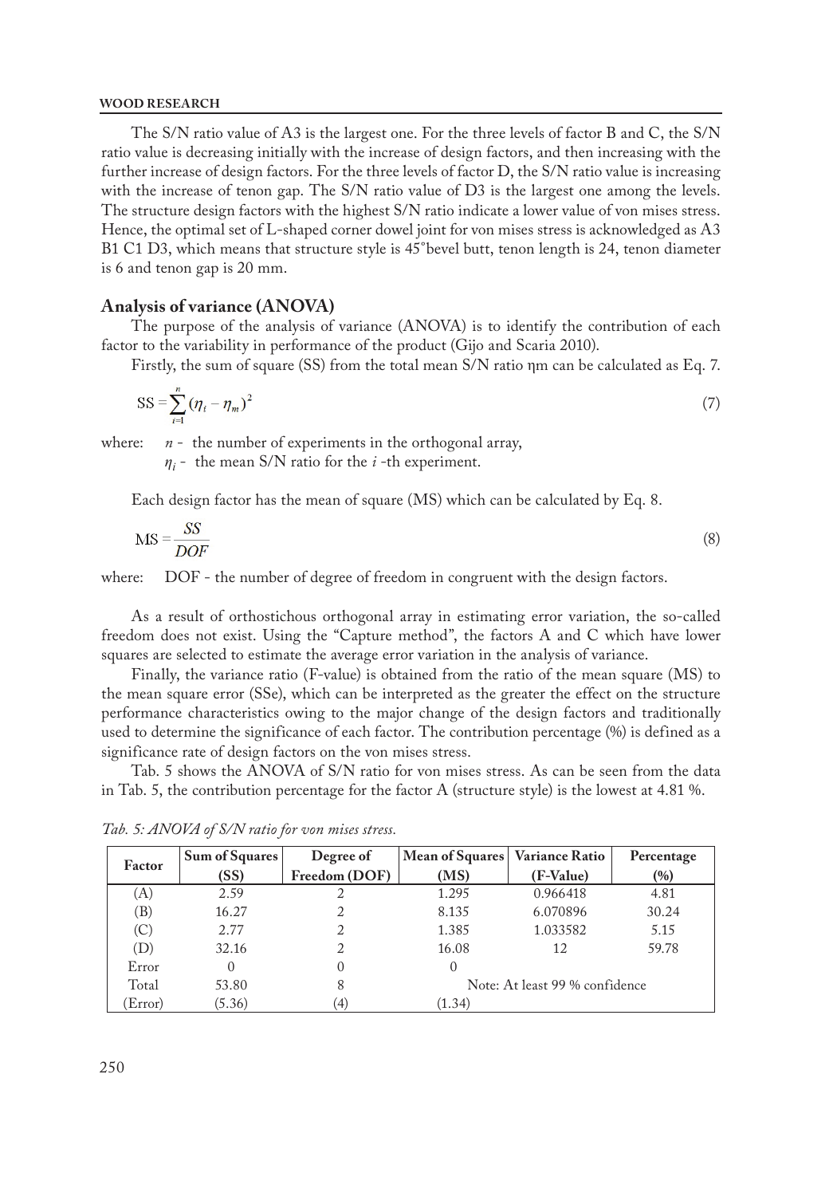The S/N ratio value of A3 is the largest one. For the three levels of factor B and C, the S/N ratio value is decreasing initially with the increase of design factors, and then increasing with the further increase of design factors. For the three levels of factor D, the S/N ratio value is increasing with the increase of tenon gap. The S/N ratio value of D3 is the largest one among the levels. The structure design factors with the highest S/N ratio indicate a lower value of von mises stress. Hence, the optimal set of L-shaped corner dowel joint for von mises stress is acknowledged as A3 B1 C1 D3, which means that structure style is 45°bevel butt, tenon length is 24, tenon diameter is 6 and tenon gap is 20 mm.

## Analysis of variance (ANOVA)

The purpose of the analysis of variance (ANOVA) is to identify the contribution of each factor to the variability in performance of the product (Gijo and Scaria 2010).

Firstly, the sum of square (SS) from the total mean S/N ratio ηm can be calculated as Eq. 7.

$$\text{SS} = \sum_{i=1}^{n} (\eta_i - \eta_m)^2 \tag{7}$$

where: $n$ - the number of experiments in the orthogonal array,
$\eta_i$ - the mean S/N ratio for the $i$ -th experiment.

Each design factor has the mean of square (MS) which can be calculated by Eq. 8.

$$\text{MS} = \frac{SS}{DOF} \tag{8}$$

where: DOF - the number of degree of freedom in congruent with the design factors.

As a result of orthostichous orthogonal array in estimating error variation, the so-called freedom does not exist. Using the "Capture method", the factors A and C which have lower squares are selected to estimate the average error variation in the analysis of variance.

Finally, the variance ratio (F-value) is obtained from the ratio of the mean square (MS) to the mean square error (SSe), which can be interpreted as the greater the effect on the structure performance characteristics owing to the major change of the design factors and traditionally used to determine the significance of each factor. The contribution percentage (%) is defined as a significance rate of design factors on the von mises stress.

Tab. 5 shows the ANOVA of S/N ratio for von mises stress. As can be seen from the data in Tab. 5, the contribution percentage for the factor A (structure style) is the lowest at 4.81 %.

*Tab. 5: ANOVA of S/N ratio for von mises stress.*

| Factor | Sum of Squares (SS) | Degree of Freedom (DOF) | Mean of Squares (MS) | Variance Ratio (F-Value) | Percentage (%) |
|---|---|---|---|---|---|
| (A) | 2.59 | 2 | 1.295 | 0.966418 | 4.81 |
| (B) | 16.27 | 2 | 8.135 | 6.070896 | 30.24 |
| (C) | 2.77 | 2 | 1.385 | 1.033582 | 5.15 |
| (D) | 32.16 | 2 | 16.08 | 12 | 59.78 |
| Error | 0 | 0 | 0 | | |
| Total | 53.80 | 8 | Note: At least 99 % confidence | | |
| (Error) | (5.36) | (4) | (1.34) | | |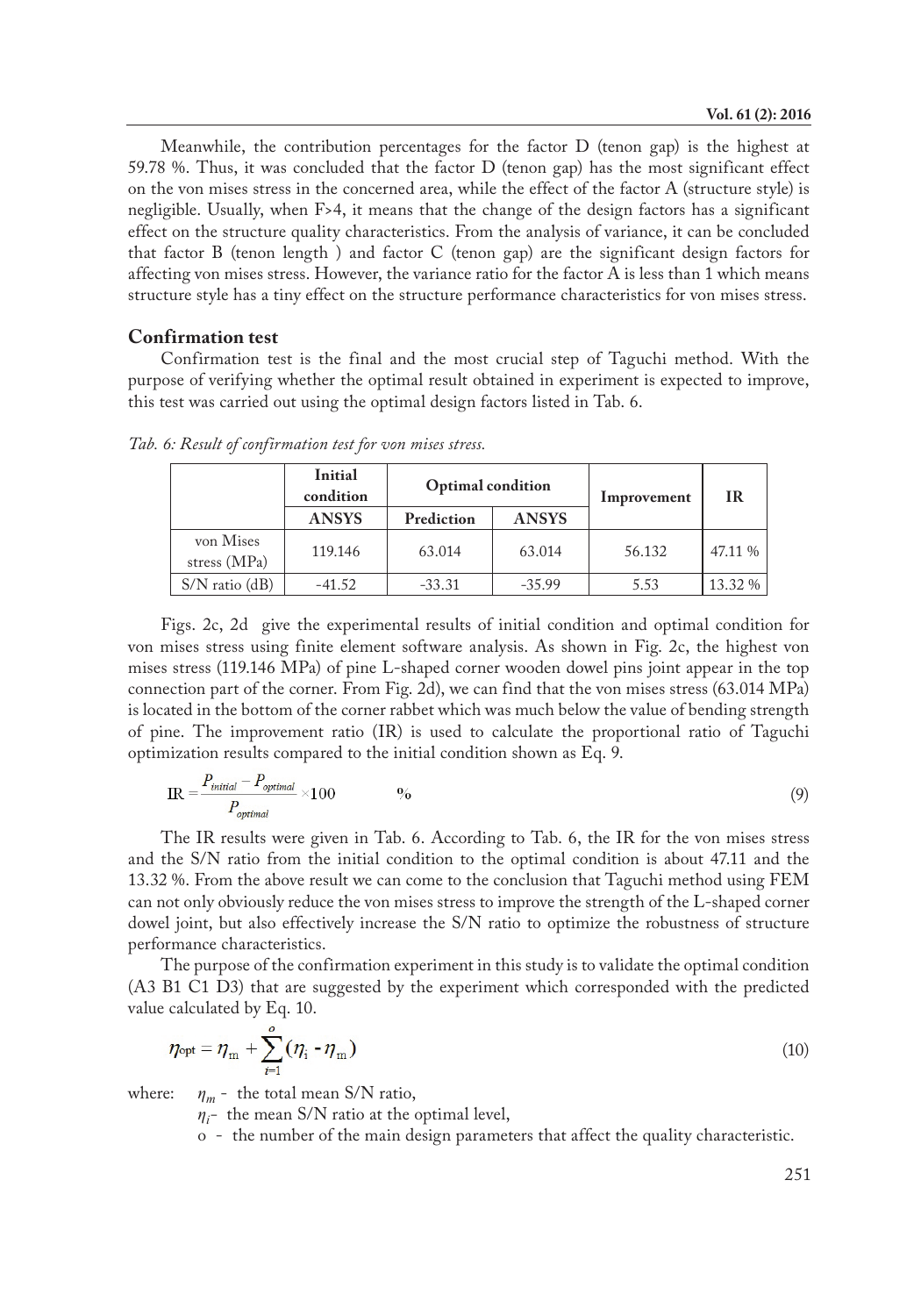Meanwhile, the contribution percentages for the factor D (tenon gap) is the highest at 59.78 %. Thus, it was concluded that the factor D (tenon gap) has the most significant effect on the von mises stress in the concerned area, while the effect of the factor A (structure style) is negligible. Usually, when F>4, it means that the change of the design factors has a significant effect on the structure quality characteristics. From the analysis of variance, it can be concluded that factor B (tenon length ) and factor C (tenon gap) are the significant design factors for affecting von mises stress. However, the variance ratio for the factor A is less than 1 which means structure style has a tiny effect on the structure performance characteristics for von mises stress.

## Confirmation test

Confirmation test is the final and the most crucial step of Taguchi method. With the purpose of verifying whether the optimal result obtained in experiment is expected to improve, this test was carried out using the optimal design factors listed in Tab. 6.

*Tab. 6: Result of confirmation test for von mises stress.*

| | Initial condition | Optimal condition | | Improvement | IR |
|---|---|---|---|---|---|
| | ANSYS | Prediction | ANSYS | | |
| von Mises stress (MPa) | 119.146 | 63.014 | 63.014 | 56.132 | 47.11 % |
| S/N ratio (dB) | -41.52 | -33.31 | -35.99 | 5.53 | 13.32 % |

Figs. 2c, 2d give the experimental results of initial condition and optimal condition for von mises stress using finite element software analysis. As shown in Fig. 2c, the highest von mises stress (119.146 MPa) of pine L-shaped corner wooden dowel pins joint appear in the top connection part of the corner. From Fig. 2d), we can find that the von mises stress (63.014 MPa) is located in the bottom of the corner rabbet which was much below the value of bending strength of pine. The improvement ratio (IR) is used to calculate the proportional ratio of Taguchi optimization results compared to the initial condition shown as Eq. 9.

$$\mathrm{IR} = \frac{P_{initial} - P_{optimal}}{P_{optimal}} \times 100 \qquad \% \tag{9}$$

The IR results were given in Tab. 6. According to Tab. 6, the IR for the von mises stress and the S/N ratio from the initial condition to the optimal condition is about 47.11 and the 13.32 %. From the above result we can come to the conclusion that Taguchi method using FEM can not only obviously reduce the von mises stress to improve the strength of the L-shaped corner dowel joint, but also effectively increase the S/N ratio to optimize the robustness of structure performance characteristics.

The purpose of the confirmation experiment in this study is to validate the optimal condition (A3 B1 C1 D3) that are suggested by the experiment which corresponded with the predicted value calculated by Eq. 10.

$$\eta_{\mathrm{opt}} = \eta_{\mathrm{m}} + \sum_{i=1}^{o} (\eta_{\mathrm{i}} - \eta_{\mathrm{m}}) \tag{10}$$

where: $\eta_m$ - the total mean S/N ratio,

$\eta_i$- the mean S/N ratio at the optimal level,

o - the number of the main design parameters that affect the quality characteristic.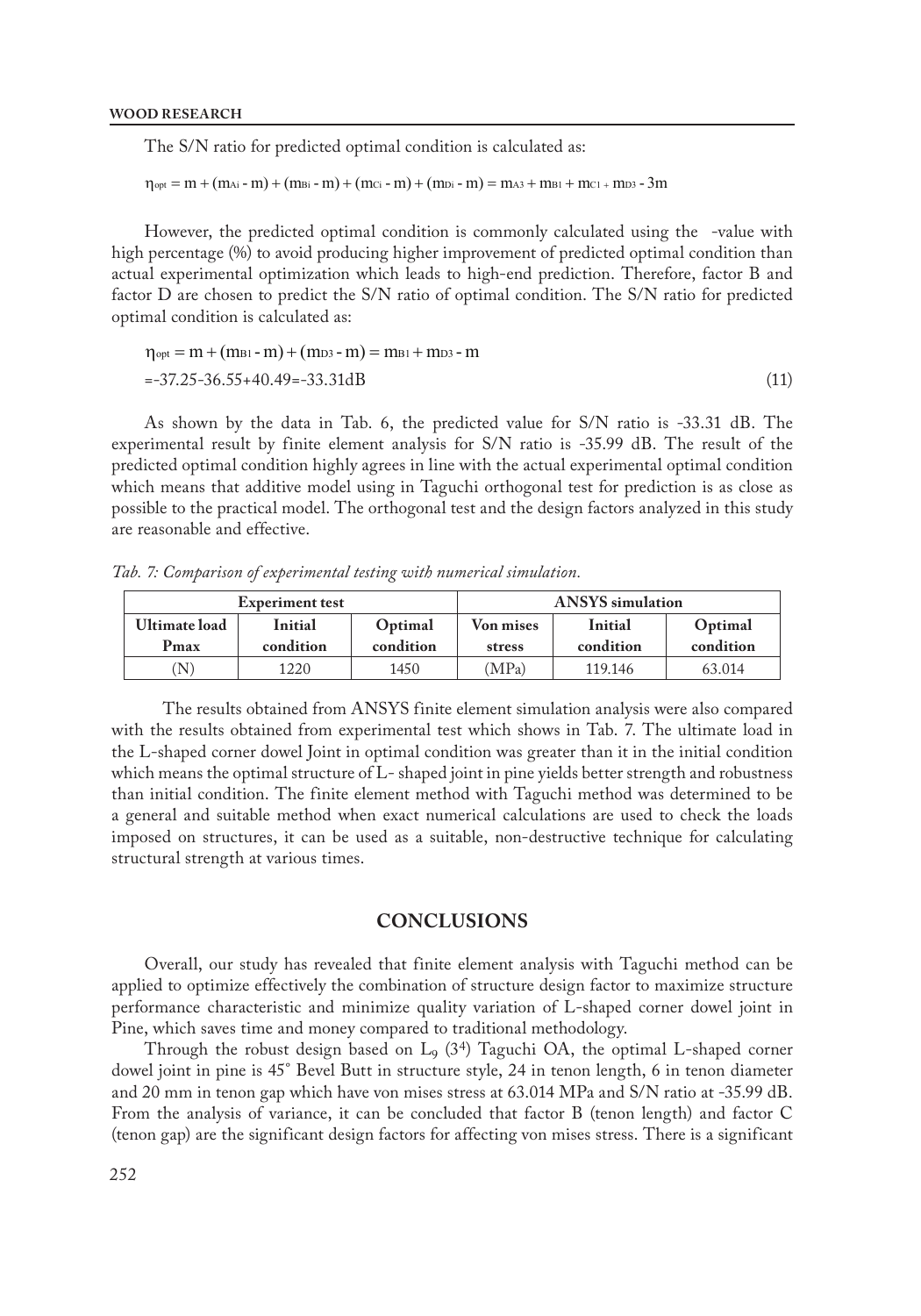The S/N ratio for predicted optimal condition is calculated as:

$$\eta_{opt} = m + (m_{Ai} - m) + (m_{Bi} - m) + (m_{Ci} - m) + (m_{Di} - m) = m_{A3} + m_{B1} + m_{C1} + m_{D3} - 3m$$

However, the predicted optimal condition is commonly calculated using the -value with high percentage (%) to avoid producing higher improvement of predicted optimal condition than actual experimental optimization which leads to high-end prediction. Therefore, factor B and factor D are chosen to predict the S/N ratio of optimal condition. The S/N ratio for predicted optimal condition is calculated as:

$$\eta_{opt} = m + (m_{B1} - m) + (m_{D3} - m) = m_{B1} + m_{D3} - m$$
$$= -37.25 - 36.55 + 40.49 = -33.31\text{dB} \tag{11}$$

As shown by the data in Tab. 6, the predicted value for S/N ratio is -33.31 dB. The experimental result by finite element analysis for S/N ratio is -35.99 dB. The result of the predicted optimal condition highly agrees in line with the actual experimental optimal condition which means that additive model using in Taguchi orthogonal test for prediction is as close as possible to the practical model. The orthogonal test and the design factors analyzed in this study are reasonable and effective.

*Tab. 7: Comparison of experimental testing with numerical simulation.*

| Experiment test | | | ANSYS simulation | | |
|---|---|---|---|---|---|
| Ultimate load Pmax | Initial condition | Optimal condition | Von mises stress | Initial condition | Optimal condition |
| (N) | 1220 | 1450 | (MPa) | 119.146 | 63.014 |

The results obtained from ANSYS finite element simulation analysis were also compared with the results obtained from experimental test which shows in Tab. 7. The ultimate load in the L-shaped corner dowel Joint in optimal condition was greater than it in the initial condition which means the optimal structure of L- shaped joint in pine yields better strength and robustness than initial condition. The finite element method with Taguchi method was determined to be a general and suitable method when exact numerical calculations are used to check the loads imposed on structures, it can be used as a suitable, non-destructive technique for calculating structural strength at various times.

## CONCLUSIONS

Overall, our study has revealed that finite element analysis with Taguchi method can be applied to optimize effectively the combination of structure design factor to maximize structure performance characteristic and minimize quality variation of L-shaped corner dowel joint in Pine, which saves time and money compared to traditional methodology.

Through the robust design based on $L_9$ ($3^4$) Taguchi OA, the optimal L-shaped corner dowel joint in pine is 45° Bevel Butt in structure style, 24 in tenon length, 6 in tenon diameter and 20 mm in tenon gap which have von mises stress at 63.014 MPa and S/N ratio at -35.99 dB. From the analysis of variance, it can be concluded that factor B (tenon length) and factor C (tenon gap) are the significant design factors for affecting von mises stress. There is a significant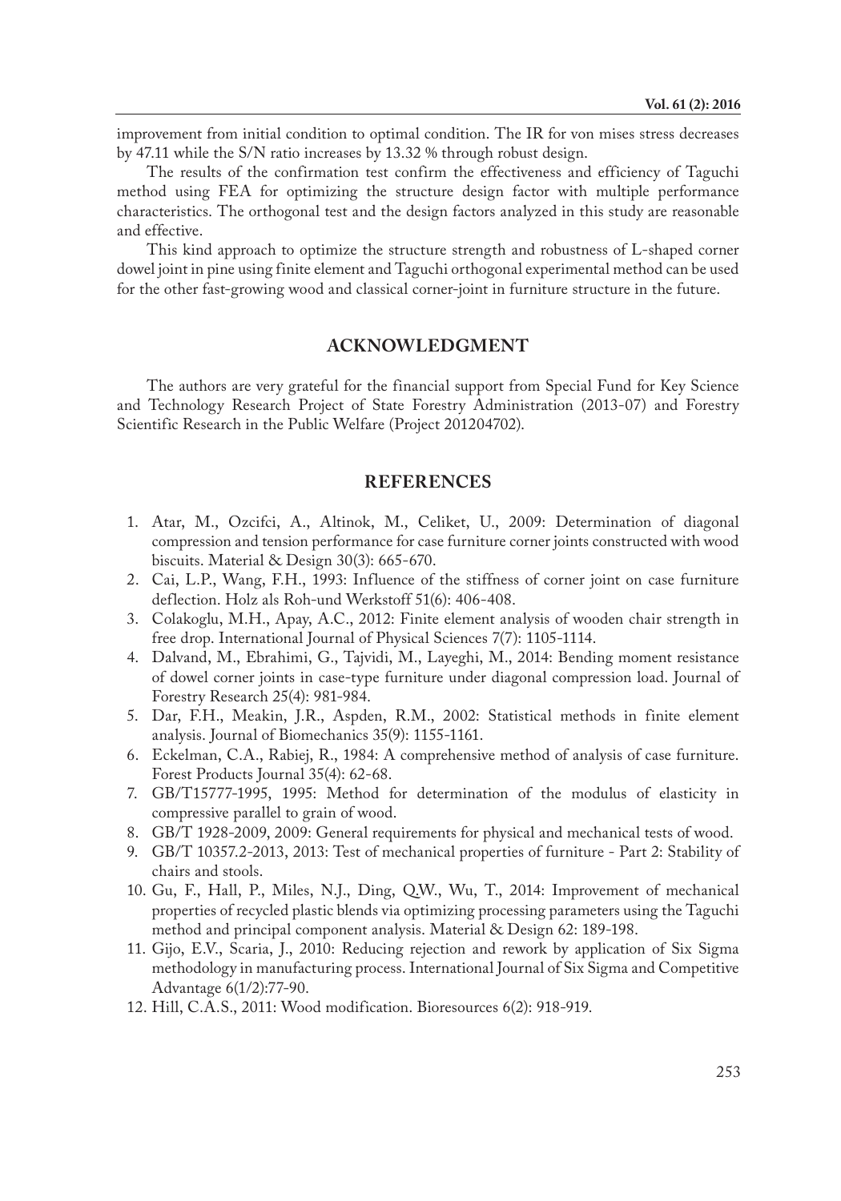improvement from initial condition to optimal condition. The IR for von mises stress decreases by 47.11 while the S/N ratio increases by 13.32 % through robust design.

The results of the confirmation test confirm the effectiveness and efficiency of Taguchi method using FEA for optimizing the structure design factor with multiple performance characteristics. The orthogonal test and the design factors analyzed in this study are reasonable and effective.

This kind approach to optimize the structure strength and robustness of L-shaped corner dowel joint in pine using finite element and Taguchi orthogonal experimental method can be used for the other fast-growing wood and classical corner-joint in furniture structure in the future.

## ACKNOWLEDGMENT

The authors are very grateful for the financial support from Special Fund for Key Science and Technology Research Project of State Forestry Administration (2013-07) and Forestry Scientific Research in the Public Welfare (Project 201204702).

## REFERENCES

1. Atar, M., Ozcifci, A., Altinok, M., Celiket, U., 2009: Determination of diagonal compression and tension performance for case furniture corner joints constructed with wood biscuits. Material & Design 30(3): 665-670.
2. Cai, L.P., Wang, F.H., 1993: Influence of the stiffness of corner joint on case furniture deflection. Holz als Roh-und Werkstoff 51(6): 406-408.
3. Colakoglu, M.H., Apay, A.C., 2012: Finite element analysis of wooden chair strength in free drop. International Journal of Physical Sciences 7(7): 1105-1114.
4. Dalvand, M., Ebrahimi, G., Tajvidi, M., Layeghi, M., 2014: Bending moment resistance of dowel corner joints in case-type furniture under diagonal compression load. Journal of Forestry Research 25(4): 981-984.
5. Dar, F.H., Meakin, J.R., Aspden, R.M., 2002: Statistical methods in finite element analysis. Journal of Biomechanics 35(9): 1155-1161.
6. Eckelman, C.A., Rabiej, R., 1984: A comprehensive method of analysis of case furniture. Forest Products Journal 35(4): 62-68.
7. GB/T15777-1995, 1995: Method for determination of the modulus of elasticity in compressive parallel to grain of wood.
8. GB/T 1928-2009, 2009: General requirements for physical and mechanical tests of wood.
9. GB/T 10357.2-2013, 2013: Test of mechanical properties of furniture - Part 2: Stability of chairs and stools.
10. Gu, F., Hall, P., Miles, N.J., Ding, Q.W., Wu, T., 2014: Improvement of mechanical properties of recycled plastic blends via optimizing processing parameters using the Taguchi method and principal component analysis. Material & Design 62: 189-198.
11. Gijo, E.V., Scaria, J., 2010: Reducing rejection and rework by application of Six Sigma methodology in manufacturing process. International Journal of Six Sigma and Competitive Advantage 6(1/2):77-90.
12. Hill, C.A.S., 2011: Wood modification. Bioresources 6(2): 918-919.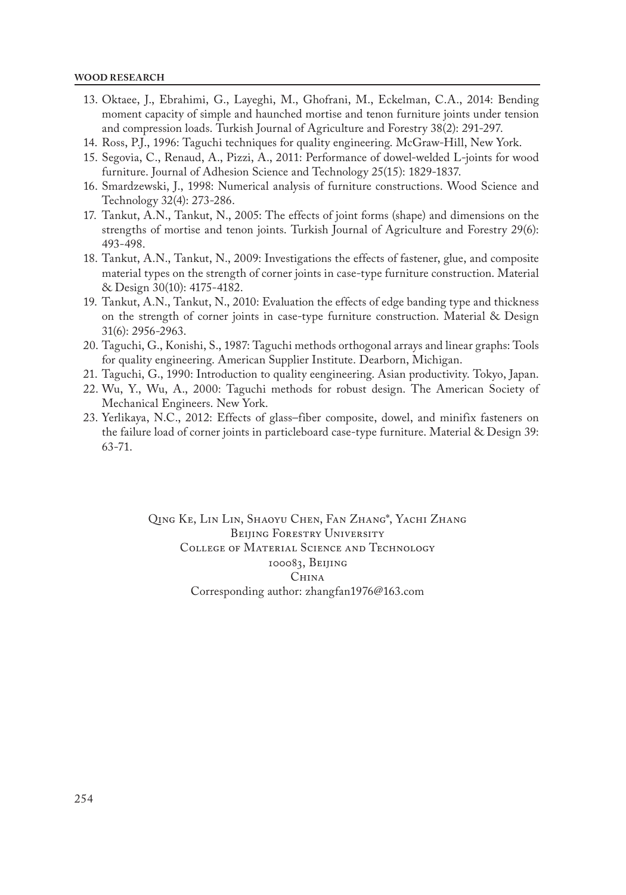13. Oktaee, J., Ebrahimi, G., Layeghi, M., Ghofrani, M., Eckelman, C.A., 2014: Bending moment capacity of simple and haunched mortise and tenon furniture joints under tension and compression loads. Turkish Journal of Agriculture and Forestry 38(2): 291-297.
14. Ross, P.J., 1996: Taguchi techniques for quality engineering. McGraw-Hill, New York.
15. Segovia, C., Renaud, A., Pizzi, A., 2011: Performance of dowel-welded L-joints for wood furniture. Journal of Adhesion Science and Technology 25(15): 1829-1837.
16. Smardzewski, J., 1998: Numerical analysis of furniture constructions. Wood Science and Technology 32(4): 273-286.
17. Tankut, A.N., Tankut, N., 2005: The effects of joint forms (shape) and dimensions on the strengths of mortise and tenon joints. Turkish Journal of Agriculture and Forestry 29(6): 493-498.
18. Tankut, A.N., Tankut, N., 2009: Investigations the effects of fastener, glue, and composite material types on the strength of corner joints in case-type furniture construction. Material & Design 30(10): 4175-4182.
19. Tankut, A.N., Tankut, N., 2010: Evaluation the effects of edge banding type and thickness on the strength of corner joints in case-type furniture construction. Material & Design 31(6): 2956-2963.
20. Taguchi, G., Konishi, S., 1987: Taguchi methods orthogonal arrays and linear graphs: Tools for quality engineering. American Supplier Institute. Dearborn, Michigan.
21. Taguchi, G., 1990: Introduction to quality eengineering. Asian productivity. Tokyo, Japan.
22. Wu, Y., Wu, A., 2000: Taguchi methods for robust design. The American Society of Mechanical Engineers. New York.
23. Yerlikaya, N.C., 2012: Effects of glass–fiber composite, dowel, and minifix fasteners on the failure load of corner joints in particleboard case-type furniture. Material & Design 39: 63-71.

Qing Ke, Lin Lin, Shaoyu Chen, Fan Zhang*, Yachi Zhang
Beijing Forestry University
College of Material Science and Technology
100083, Beijing
China
Corresponding author: zhangfan1976@163.com